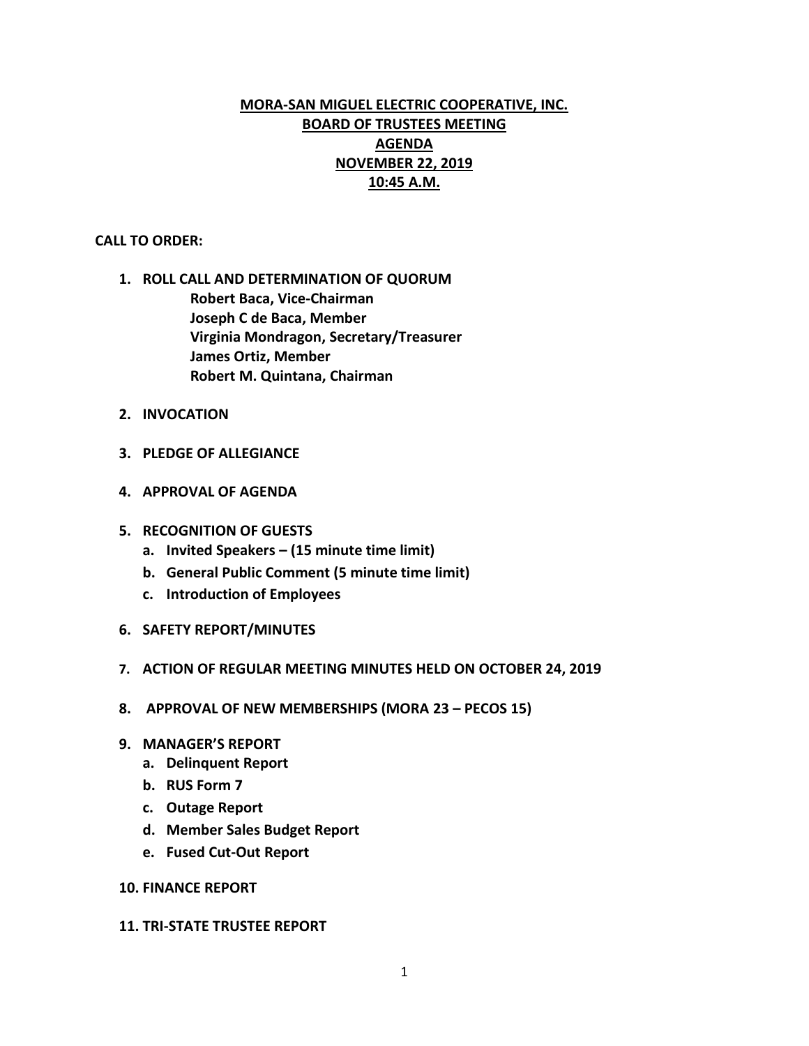# MORA-SAN MIGUEL ELECTRIC COOPERATIVE, INC.
## BOARD OF TRUSTEES MEETING
## AGENDA
## NOVEMBER 22, 2019
## 10:45 A.M.

**CALL TO ORDER:**

1. **ROLL CALL AND DETERMINATION OF QUORUM**
   - **Robert Baca, Vice-Chairman**
   - **Joseph C de Baca, Member**
   - **Virginia Mondragon, Secretary/Treasurer**
   - **James Ortiz, Member**
   - **Robert M. Quintana, Chairman**

2. **INVOCATION**

3. **PLEDGE OF ALLEGIANCE**

4. **APPROVAL OF AGENDA**

5. **RECOGNITION OF GUESTS**
   a. **Invited Speakers – (15 minute time limit)**
   b. **General Public Comment (5 minute time limit)**
   c. **Introduction of Employees**

6. **SAFETY REPORT/MINUTES**

7. **ACTION OF REGULAR MEETING MINUTES HELD ON OCTOBER 24, 2019**

8. **APPROVAL OF NEW MEMBERSHIPS (MORA 23 – PECOS 15)**

9. **MANAGER'S REPORT**
   a. **Delinquent Report**
   b. **RUS Form 7**
   c. **Outage Report**
   d. **Member Sales Budget Report**
   e. **Fused Cut-Out Report**

10. **FINANCE REPORT**

11. **TRI-STATE TRUSTEE REPORT**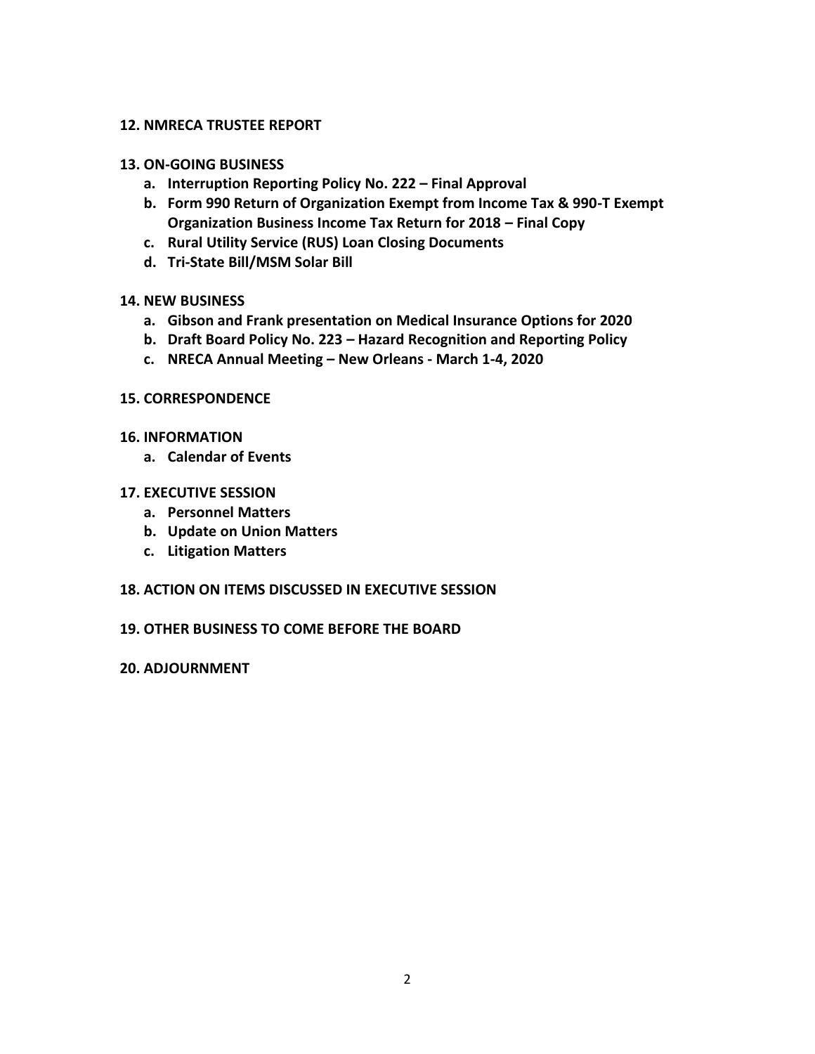**12. NMRECA TRUSTEE REPORT**

**13. ON-GOING BUSINESS**

a. **Interruption Reporting Policy No. 222 – Final Approval**
b. **Form 990 Return of Organization Exempt from Income Tax & 990-T Exempt Organization Business Income Tax Return for 2018 – Final Copy**
c. **Rural Utility Service (RUS) Loan Closing Documents**
d. **Tri-State Bill/MSM Solar Bill**

**14. NEW BUSINESS**

a. **Gibson and Frank presentation on Medical Insurance Options for 2020**
b. **Draft Board Policy No. 223 – Hazard Recognition and Reporting Policy**
c. **NRECA Annual Meeting – New Orleans - March 1-4, 2020**

**15. CORRESPONDENCE**

**16. INFORMATION**

a. **Calendar of Events**

**17. EXECUTIVE SESSION**

a. **Personnel Matters**
b. **Update on Union Matters**
c. **Litigation Matters**

**18. ACTION ON ITEMS DISCUSSED IN EXECUTIVE SESSION**

**19. OTHER BUSINESS TO COME BEFORE THE BOARD**

**20. ADJOURNMENT**